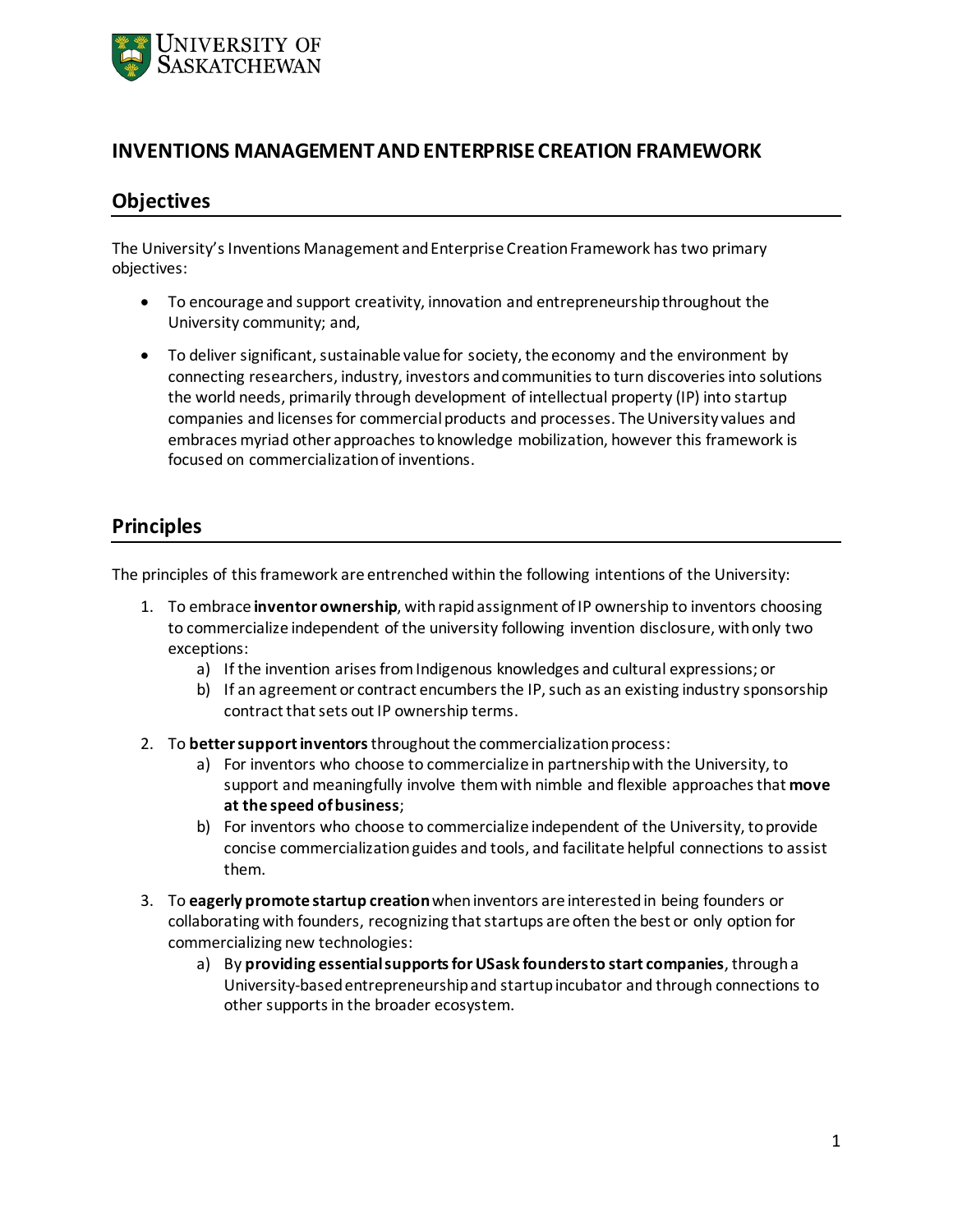# INVENTIONS MANAGEMENT AND ENTERPRISE CREATION FRAMEWORK

## Objectives

The University's Inventions Management and Enterprise Creation Framework has two primary objectives:

- To encourage and support creativity, innovation and entrepreneurship throughout the University community; and,
- To deliver significant, sustainable value for society, the economy and the environment by connecting researchers, industry, investors and communities to turn discoveries into solutions the world needs, primarily through development of intellectual property (IP) into startup companies and licenses for commercial products and processes. The University values and embraces myriad other approaches to knowledge mobilization, however this framework is focused on commercialization of inventions.

## Principles

The principles of this framework are entrenched within the following intentions of the University:

1. To embrace **inventor ownership**, with rapid assignment of IP ownership to inventors choosing to commercialize independent of the university following invention disclosure, with only two exceptions:
   a) If the invention arises from Indigenous knowledges and cultural expressions; or
   b) If an agreement or contract encumbers the IP, such as an existing industry sponsorship contract that sets out IP ownership terms.
2. To **better support inventors** throughout the commercialization process:
   a) For inventors who choose to commercialize in partnership with the University, to support and meaningfully involve them with nimble and flexible approaches that **move at the speed of business**;
   b) For inventors who choose to commercialize independent of the University, to provide concise commercialization guides and tools, and facilitate helpful connections to assist them.
3. To **eagerly promote startup creation** when inventors are interested in being founders or collaborating with founders, recognizing that startups are often the best or only option for commercializing new technologies:
   a) By **providing essential supports for USask founders to start companies**, through a University-based entrepreneurship and startup incubator and through connections to other supports in the broader ecosystem.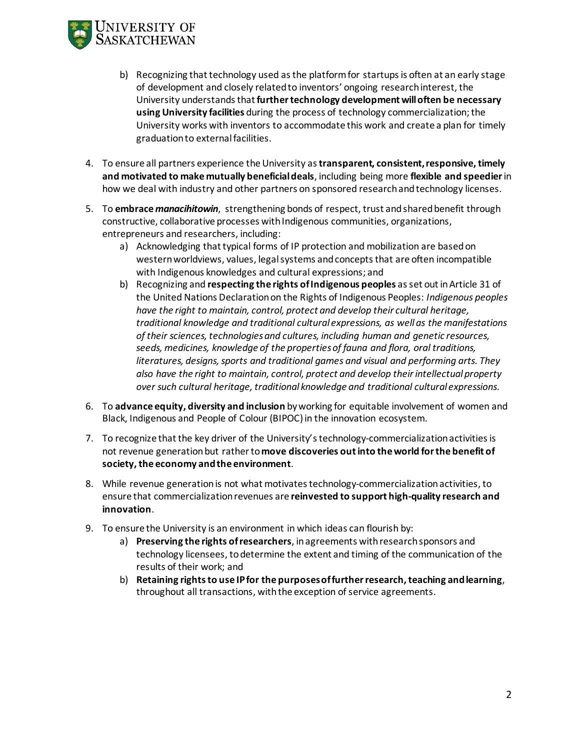b) Recognizing that technology used as the platform for startups is often at an early stage of development and closely related to inventors' ongoing research interest, the University understands that **further technology development will often be necessary using University facilities** during the process of technology commercialization; the University works with inventors to accommodate this work and create a plan for timely graduation to external facilities.

4. To ensure all partners experience the University as **transparent, consistent, responsive, timely and motivated to make mutually beneficial deals**, including being more **flexible and speedier** in how we deal with industry and other partners on sponsored research and technology licenses.

5. To **embrace *manacihitowin***, strengthening bonds of respect, trust and shared benefit through constructive, collaborative processes with Indigenous communities, organizations, entrepreneurs and researchers, including:
   a) Acknowledging that typical forms of IP protection and mobilization are based on western worldviews, values, legal systems and concepts that are often incompatible with Indigenous knowledges and cultural expressions; and
   b) Recognizing and **respecting the rights of Indigenous peoples** as set out in Article 31 of the United Nations Declaration on the Rights of Indigenous Peoples: *Indigenous peoples have the right to maintain, control, protect and develop their cultural heritage, traditional knowledge and traditional cultural expressions, as well as the manifestations of their sciences, technologies and cultures, including human and genetic resources, seeds, medicines, knowledge of the properties of fauna and flora, oral traditions, literatures, designs, sports and traditional games and visual and performing arts. They also have the right to maintain, control, protect and develop their intellectual property over such cultural heritage, traditional knowledge and traditional cultural expressions.*

6. To **advance equity, diversity and inclusion** by working for equitable involvement of women and Black, Indigenous and People of Colour (BIPOC) in the innovation ecosystem.

7. To recognize that the key driver of the University's technology-commercialization activities is not revenue generation but rather to **move discoveries out into the world for the benefit of society, the economy and the environment**.

8. While revenue generation is not what motivates technology-commercialization activities, to ensure that commercialization revenues are **reinvested to support high-quality research and innovation**.

9. To ensure the University is an environment in which ideas can flourish by:
   a) **Preserving the rights of researchers**, in agreements with research sponsors and technology licensees, to determine the extent and timing of the communication of the results of their work; and
   b) **Retaining rights to use IP for the purposes of further research, teaching and learning**, throughout all transactions, with the exception of service agreements.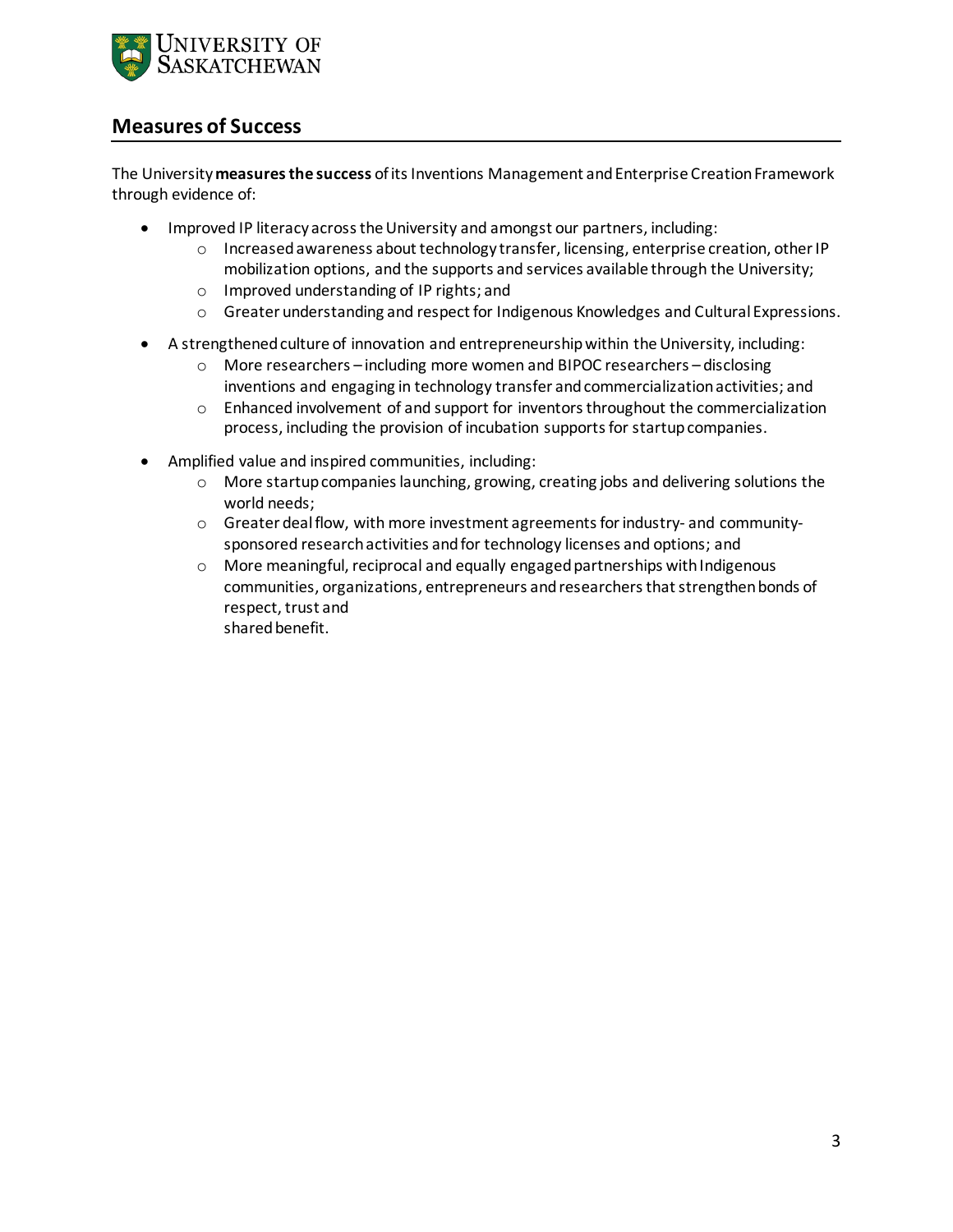## Measures of Success

The University **measures the success** of its Inventions Management and Enterprise Creation Framework through evidence of:

- Improved IP literacy across the University and amongst our partners, including:
  - Increased awareness about technology transfer, licensing, enterprise creation, other IP mobilization options, and the supports and services available through the University;
  - Improved understanding of IP rights; and
  - Greater understanding and respect for Indigenous Knowledges and Cultural Expressions.
- A strengthened culture of innovation and entrepreneurship within the University, including:
  - More researchers – including more women and BIPOC researchers – disclosing inventions and engaging in technology transfer and commercialization activities; and
  - Enhanced involvement of and support for inventors throughout the commercialization process, including the provision of incubation supports for startup companies.
- Amplified value and inspired communities, including:
  - More startup companies launching, growing, creating jobs and delivering solutions the world needs;
  - Greater deal flow, with more investment agreements for industry- and community-sponsored research activities and for technology licenses and options; and
  - More meaningful, reciprocal and equally engaged partnerships with Indigenous communities, organizations, entrepreneurs and researchers that strengthen bonds of respect, trust and shared benefit.